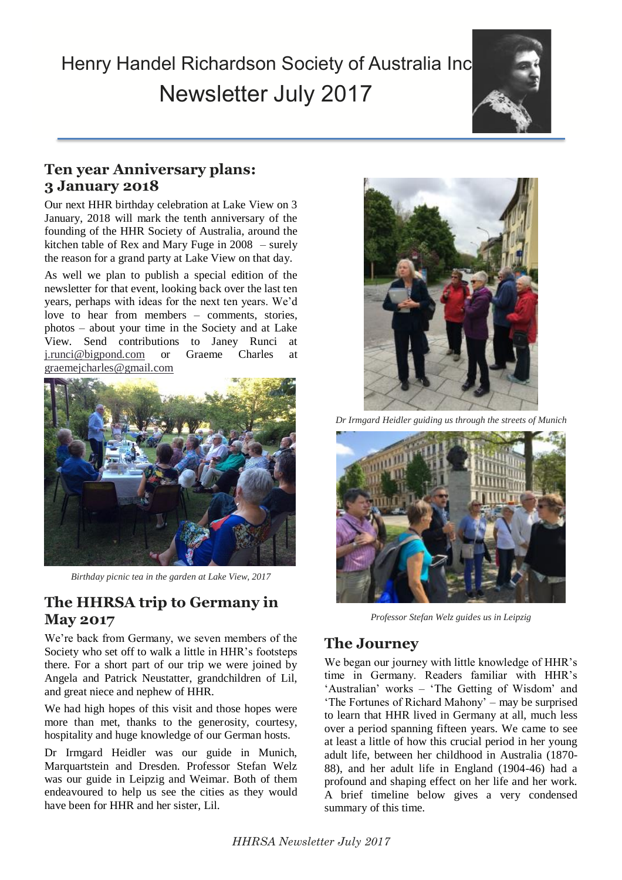# Henry Handel Richardson Society of Australia Inc

# Newsletter July 2017

## Ten year Anniversary plans: 3 January 2018

Our next HHR birthday celebration at Lake View on 3 January, 2018 will mark the tenth anniversary of the founding of the HHR Society of Australia, around the kitchen table of Rex and Mary Fuge in 2008 – surely the reason for a grand party at Lake View on that day.

As well we plan to publish a special edition of the newsletter for that event, looking back over the last ten years, perhaps with ideas for the next ten years. We'd love to hear from members – comments, stories, photos – about your time in the Society and at Lake View. Send contributions to Janey Runci at j.runci@bigpond.com or Graeme Charles at graemejcharles@gmail.com

*Birthday picnic tea in the garden at Lake View, 2017*

## The HHRSA trip to Germany in May 2017

We're back from Germany, we seven members of the Society who set off to walk a little in HHR's footsteps there. For a short part of our trip we were joined by Angela and Patrick Neustatter, grandchildren of Lil, and great niece and nephew of HHR.

We had high hopes of this visit and those hopes were more than met, thanks to the generosity, courtesy, hospitality and huge knowledge of our German hosts.

Dr Irmgard Heidler was our guide in Munich, Marquartstein and Dresden. Professor Stefan Welz was our guide in Leipzig and Weimar. Both of them endeavoured to help us see the cities as they would have been for HHR and her sister, Lil.

*Dr Irmgard Heidler guiding us through the streets of Munich*

*Professor Stefan Welz guides us in Leipzig*

## The Journey

We began our journey with little knowledge of HHR's time in Germany. Readers familiar with HHR's 'Australian' works – 'The Getting of Wisdom' and 'The Fortunes of Richard Mahony' – may be surprised to learn that HHR lived in Germany at all, much less over a period spanning fifteen years. We came to see at least a little of how this crucial period in her young adult life, between her childhood in Australia (1870-88), and her adult life in England (1904-46) had a profound and shaping effect on her life and her work. A brief timeline below gives a very condensed summary of this time.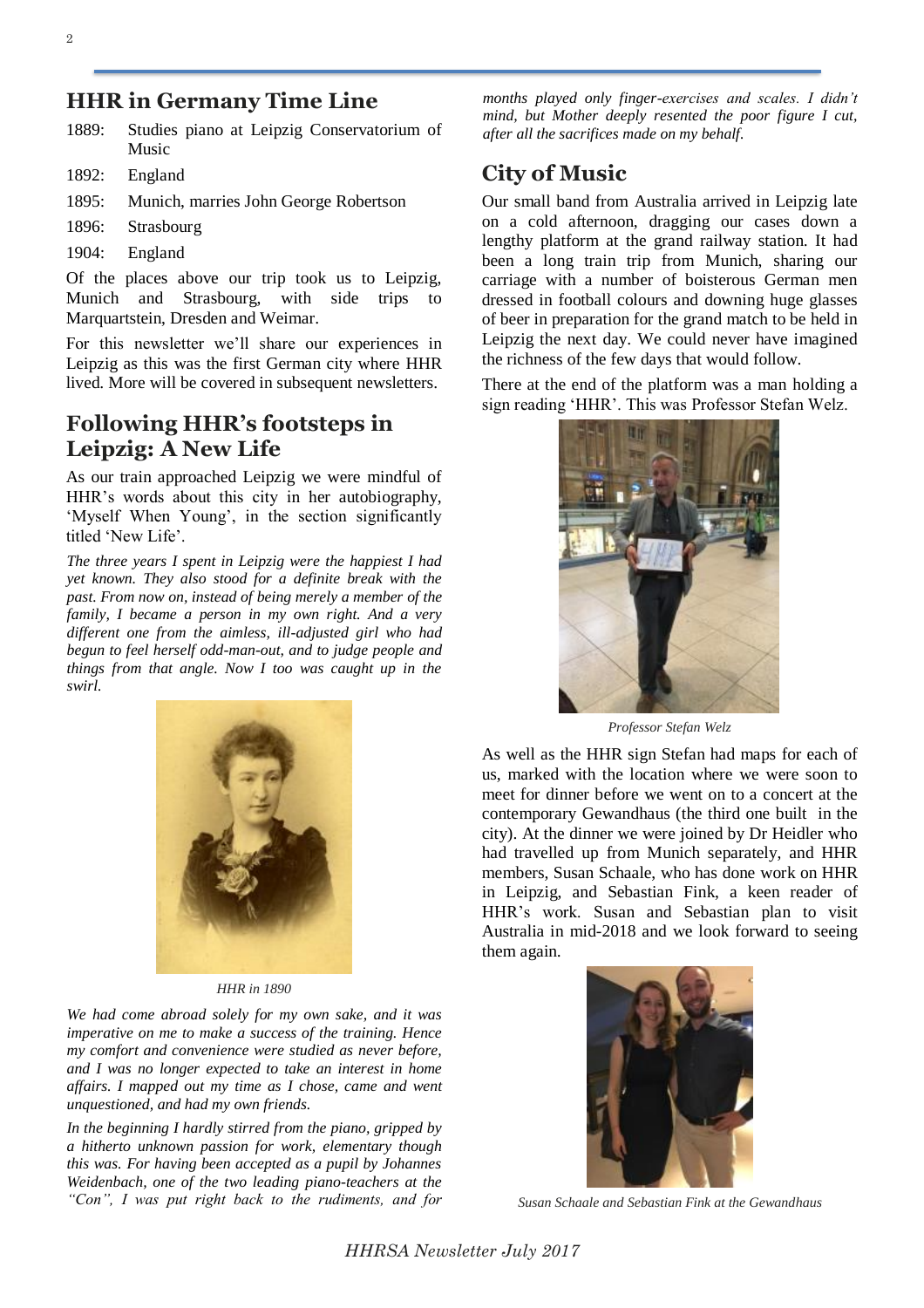## HHR in Germany Time Line

- 1889: Studies piano at Leipzig Conservatorium of Music
- 1892: England
- 1895: Munich, marries John George Robertson
- 1896: Strasbourg
- 1904: England

Of the places above our trip took us to Leipzig, Munich and Strasbourg, with side trips to Marquartstein, Dresden and Weimar.

For this newsletter we'll share our experiences in Leipzig as this was the first German city where HHR lived. More will be covered in subsequent newsletters.

## Following HHR's footsteps in Leipzig: A New Life

As our train approached Leipzig we were mindful of HHR's words about this city in her autobiography, 'Myself When Young', in the section significantly titled 'New Life'.

*The three years I spent in Leipzig were the happiest I had yet known. They also stood for a definite break with the past. From now on, instead of being merely a member of the family, I became a person in my own right. And a very different one from the aimless, ill-adjusted girl who had begun to feel herself odd-man-out, and to judge people and things from that angle. Now I too was caught up in the swirl.*

*HHR in 1890*

*We had come abroad solely for my own sake, and it was imperative on me to make a success of the training. Hence my comfort and convenience were studied as never before, and I was no longer expected to take an interest in home affairs. I mapped out my time as I chose, came and went unquestioned, and had my own friends.*

*In the beginning I hardly stirred from the piano, gripped by a hitherto unknown passion for work, elementary though this was. For having been accepted as a pupil by Johannes Weidenbach, one of the two leading piano-teachers at the "Con", I was put right back to the rudiments, and for months played only finger-exercises and scales. I didn't mind, but Mother deeply resented the poor figure I cut, after all the sacrifices made on my behalf.*

## City of Music

Our small band from Australia arrived in Leipzig late on a cold afternoon, dragging our cases down a lengthy platform at the grand railway station. It had been a long train trip from Munich, sharing our carriage with a number of boisterous German men dressed in football colours and downing huge glasses of beer in preparation for the grand match to be held in Leipzig the next day. We could never have imagined the richness of the few days that would follow.

There at the end of the platform was a man holding a sign reading 'HHR'. This was Professor Stefan Welz.

*Professor Stefan Welz*

As well as the HHR sign Stefan had maps for each of us, marked with the location where we were soon to meet for dinner before we went on to a concert at the contemporary Gewandhaus (the third one built in the city). At the dinner we were joined by Dr Heidler who had travelled up from Munich separately, and HHR members, Susan Schaale, who has done work on HHR in Leipzig, and Sebastian Fink, a keen reader of HHR's work. Susan and Sebastian plan to visit Australia in mid-2018 and we look forward to seeing them again.

*Susan Schaale and Sebastian Fink at the Gewandhaus*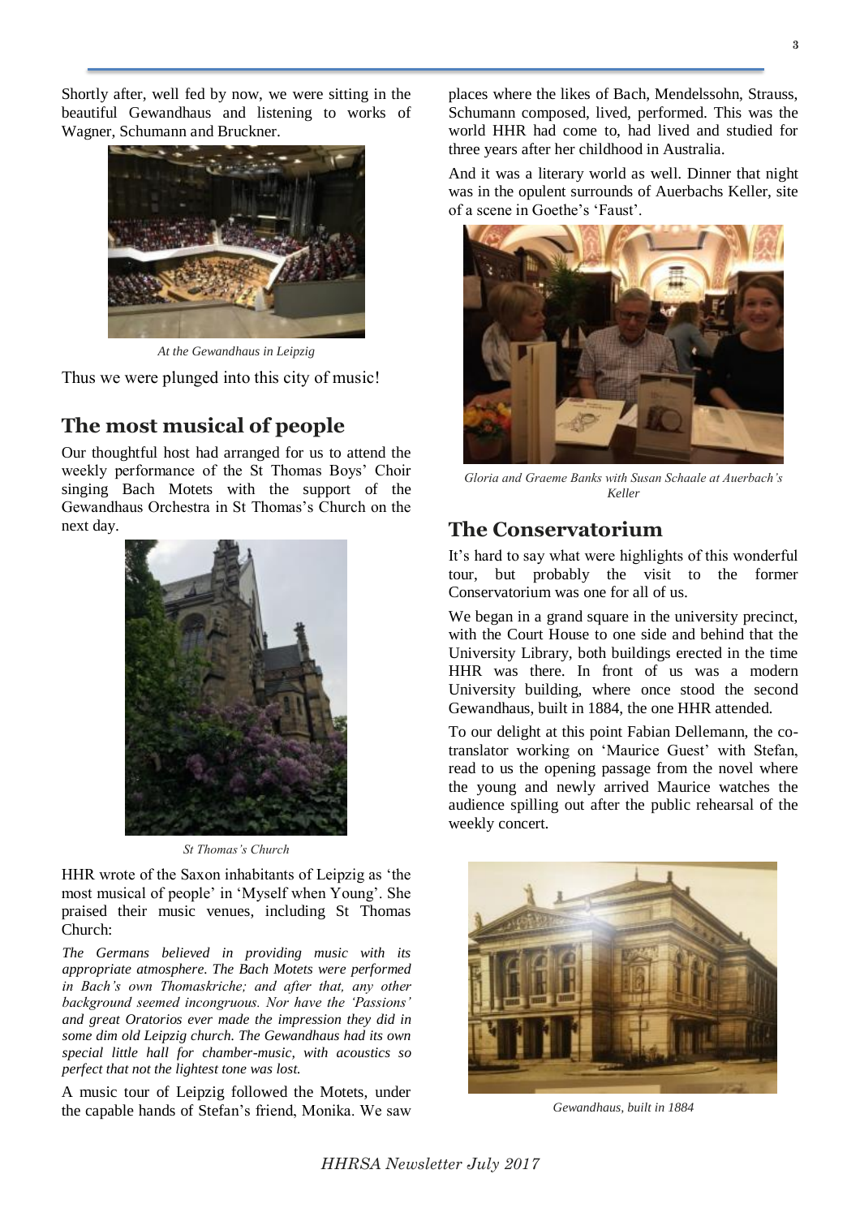Shortly after, well fed by now, we were sitting in the beautiful Gewandhaus and listening to works of Wagner, Schumann and Bruckner.

*At the Gewandhaus in Leipzig*

Thus we were plunged into this city of music!

## The most musical of people

Our thoughtful host had arranged for us to attend the weekly performance of the St Thomas Boys' Choir singing Bach Motets with the support of the Gewandhaus Orchestra in St Thomas's Church on the next day.

*St Thomas's Church*

HHR wrote of the Saxon inhabitants of Leipzig as 'the most musical of people' in 'Myself when Young'. She praised their music venues, including St Thomas Church:

*The Germans believed in providing music with its appropriate atmosphere. The Bach Motets were performed in Bach's own Thomaskriche; and after that, any other background seemed incongruous. Nor have the 'Passions' and great Oratorios ever made the impression they did in some dim old Leipzig church. The Gewandhaus had its own special little hall for chamber-music, with acoustics so perfect that not the lightest tone was lost.*

A music tour of Leipzig followed the Motets, under the capable hands of Stefan's friend, Monika. We saw places where the likes of Bach, Mendelssohn, Strauss, Schumann composed, lived, performed. This was the world HHR had come to, had lived and studied for three years after her childhood in Australia.

And it was a literary world as well. Dinner that night was in the opulent surrounds of Auerbachs Keller, site of a scene in Goethe's 'Faust'.

*Gloria and Graeme Banks with Susan Schaale at Auerbach's Keller*

## The Conservatorium

It's hard to say what were highlights of this wonderful tour, but probably the visit to the former Conservatorium was one for all of us.

We began in a grand square in the university precinct, with the Court House to one side and behind that the University Library, both buildings erected in the time HHR was there. In front of us was a modern University building, where once stood the second Gewandhaus, built in 1884, the one HHR attended.

To our delight at this point Fabian Dellemann, the co-translator working on 'Maurice Guest' with Stefan, read to us the opening passage from the novel where the young and newly arrived Maurice watches the audience spilling out after the public rehearsal of the weekly concert.

*Gewandhaus, built in 1884*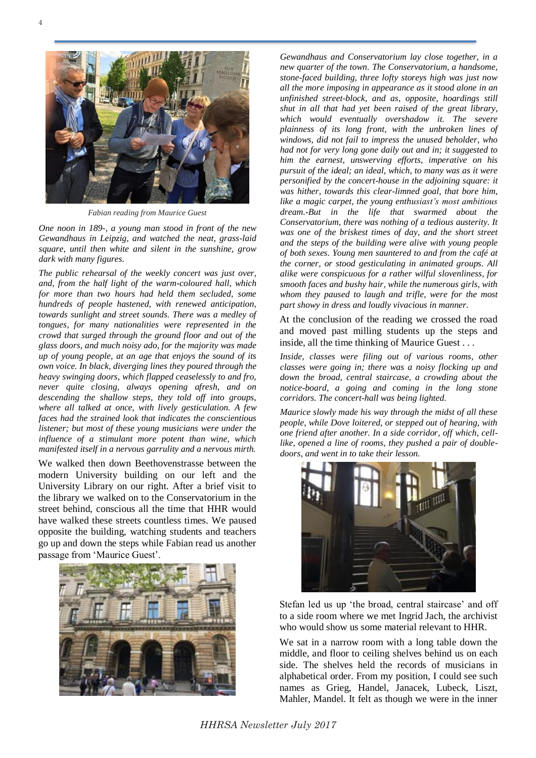*Fabian reading from Maurice Guest*

*One noon in 189-, a young man stood in front of the new Gewandhaus in Leipzig, and watched the neat, grass-laid square, until then white and silent in the sunshine, grow dark with many figures.*

*The public rehearsal of the weekly concert was just over, and, from the half light of the warm-coloured hall, which for more than two hours had held them secluded, some hundreds of people hastened, with renewed anticipation, towards sunlight and street sounds. There was a medley of tongues, for many nationalities were represented in the crowd that surged through the ground floor and out of the glass doors, and much noisy ado, for the majority was made up of young people, at an age that enjoys the sound of its own voice. In black, diverging lines they poured through the heavy swinging doors, which flapped ceaselessly to and fro, never quite closing, always opening afresh, and on descending the shallow steps, they told off into groups, where all talked at once, with lively gesticulation. A few faces had the strained look that indicates the conscientious listener; but most of these young musicians were under the influence of a stimulant more potent than wine, which manifested itself in a nervous garrulity and a nervous mirth.*

We walked then down Beethovenstrasse between the modern University building on our left and the University Library on our right. After a brief visit to the library we walked on to the Conservatorium in the street behind, conscious all the time that HHR would have walked these streets countless times. We paused opposite the building, watching students and teachers go up and down the steps while Fabian read us another passage from 'Maurice Guest'.

*Gewandhaus and Conservatorium lay close together, in a new quarter of the town. The Conservatorium, a handsome, stone-faced building, three lofty storeys high was just now all the more imposing in appearance as it stood alone in an unfinished street-block, and as, opposite, hoardings still shut in all that had yet been raised of the great library, which would eventually overshadow it. The severe plainness of its long front, with the unbroken lines of windows, did not fail to impress the unused beholder, who had not for very long gone daily out and in; it suggested to him the earnest, unswerving efforts, imperative on his pursuit of the ideal; an ideal, which, to many was as it were personified by the concert-house in the adjoining square: it was hither, towards this clear-limned goal, that bore him, like a magic carpet, the young enthusiast's most ambitious dream.-But in the life that swarmed about the Conservatorium, there was nothing of a tedious austerity. It was one of the briskest times of day, and the short street and the steps of the building were alive with young people of both sexes. Young men sauntered to and from the café at the corner, or stood gesticulating in animated groups. All alike were conspicuous for a rather wilful slovenliness, for smooth faces and bushy hair, while the numerous girls, with whom they paused to laugh and trifle, were for the most part showy in dress and loudly vivacious in manner.*

At the conclusion of the reading we crossed the road and moved past milling students up the steps and inside, all the time thinking of Maurice Guest . . .

*Inside, classes were filing out of various rooms, other classes were going in; there was a noisy flocking up and down the broad, central staircase, a crowding about the notice-board, a going and coming in the long stone corridors. The concert-hall was being lighted.*

*Maurice slowly made his way through the midst of all these people, while Dove loitered, or stepped out of hearing, with one friend after another. In a side corridor, off which, cell-like, opened a line of rooms, they pushed a pair of double-doors, and went in to take their lesson.*

Stefan led us up 'the broad, central staircase' and off to a side room where we met Ingrid Jach, the archivist who would show us some material relevant to HHR.

We sat in a narrow room with a long table down the middle, and floor to ceiling shelves behind us on each side. The shelves held the records of musicians in alphabetical order. From my position, I could see such names as Grieg, Handel, Janacek, Lubeck, Liszt, Mahler, Mandel. It felt as though we were in the inner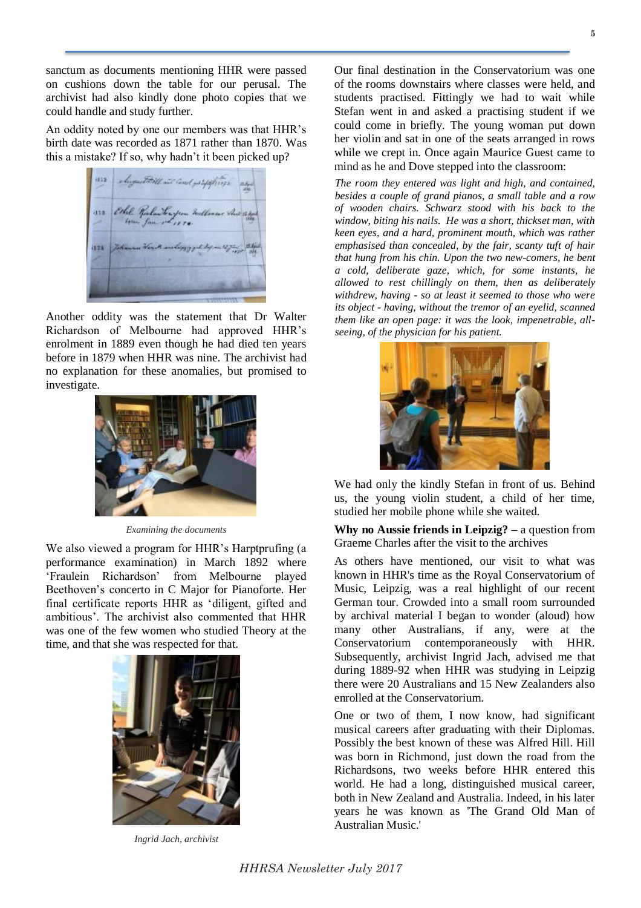sanctum as documents mentioning HHR were passed on cushions down the table for our perusal. The archivist had also kindly done photo copies that we could handle and study further.

An oddity noted by one our members was that HHR's birth date was recorded as 1871 rather than 1870. Was this a mistake? If so, why hadn't it been picked up?

Another oddity was the statement that Dr Walter Richardson of Melbourne had approved HHR's enrolment in 1889 even though he had died ten years before in 1879 when HHR was nine. The archivist had no explanation for these anomalies, but promised to investigate.

*Examining the documents*

We also viewed a program for HHR's Harptprufing (a performance examination) in March 1892 where 'Fraulein Richardson' from Melbourne played Beethoven's concerto in C Major for Pianoforte. Her final certificate reports HHR as 'diligent, gifted and ambitious'. The archivist also commented that HHR was one of the few women who studied Theory at the time, and that she was respected for that.

*Ingrid Jach, archivist*

Our final destination in the Conservatorium was one of the rooms downstairs where classes were held, and students practised. Fittingly we had to wait while Stefan went in and asked a practising student if we could come in briefly. The young woman put down her violin and sat in one of the seats arranged in rows while we crept in. Once again Maurice Guest came to mind as he and Dove stepped into the classroom:

*The room they entered was light and high, and contained, besides a couple of grand pianos, a small table and a row of wooden chairs. Schwarz stood with his back to the window, biting his nails. He was a short, thickset man, with keen eyes, and a hard, prominent mouth, which was rather emphasised than concealed, by the fair, scanty tuft of hair that hung from his chin. Upon the two new-comers, he bent a cold, deliberate gaze, which, for some instants, he allowed to rest chillingly on them, then as deliberately withdrew, having - so at least it seemed to those who were its object - having, without the tremor of an eyelid, scanned them like an open page: it was the look, impenetrable, all-seeing, of the physician for his patient.*

We had only the kindly Stefan in front of us. Behind us, the young violin student, a child of her time, studied her mobile phone while she waited.

**Why no Aussie friends in Leipzig?** – a question from Graeme Charles after the visit to the archives

As others have mentioned, our visit to what was known in HHR's time as the Royal Conservatorium of Music, Leipzig, was a real highlight of our recent German tour. Crowded into a small room surrounded by archival material I began to wonder (aloud) how many other Australians, if any, were at the Conservatorium contemporaneously with HHR. Subsequently, archivist Ingrid Jach, advised me that during 1889-92 when HHR was studying in Leipzig there were 20 Australians and 15 New Zealanders also enrolled at the Conservatorium.

One or two of them, I now know, had significant musical careers after graduating with their Diplomas. Possibly the best known of these was Alfred Hill. Hill was born in Richmond, just down the road from the Richardsons, two weeks before HHR entered this world. He had a long, distinguished musical career, both in New Zealand and Australia. Indeed, in his later years he was known as 'The Grand Old Man of Australian Music.'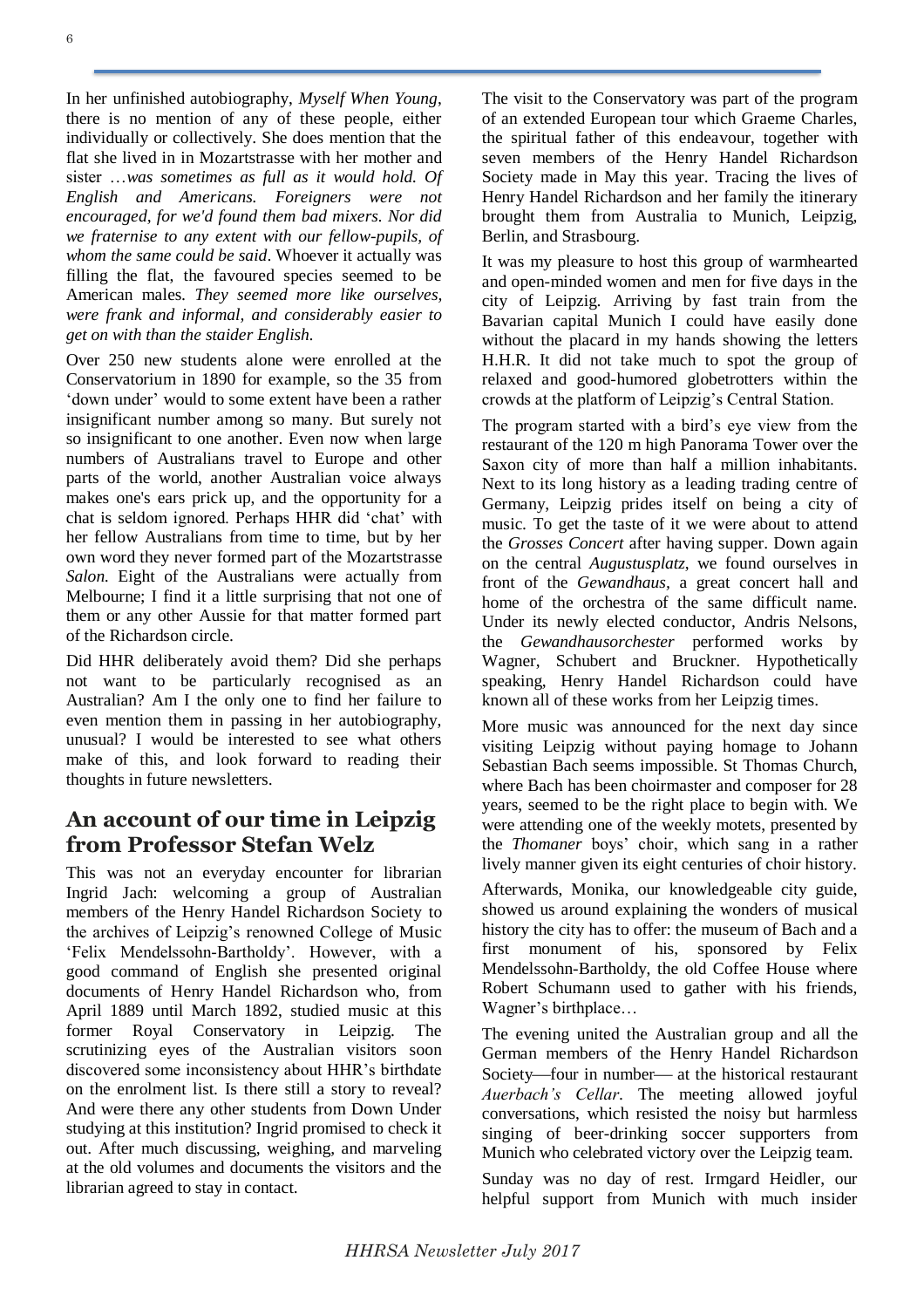In her unfinished autobiography, *Myself When Young*, there is no mention of any of these people, either individually or collectively. She does mention that the flat she lived in in Mozartstrasse with her mother and sister …*was sometimes as full as it would hold. Of English and Americans. Foreigners were not encouraged, for we'd found them bad mixers. Nor did we fraternise to any extent with our fellow-pupils, of whom the same could be said*. Whoever it actually was filling the flat, the favoured species seemed to be American males. *They seemed more like ourselves, were frank and informal, and considerably easier to get on with than the staider English.*

Over 250 new students alone were enrolled at the Conservatorium in 1890 for example, so the 35 from 'down under' would to some extent have been a rather insignificant number among so many. But surely not so insignificant to one another. Even now when large numbers of Australians travel to Europe and other parts of the world, another Australian voice always makes one's ears prick up, and the opportunity for a chat is seldom ignored. Perhaps HHR did 'chat' with her fellow Australians from time to time, but by her own word they never formed part of the Mozartstrasse *Salon.* Eight of the Australians were actually from Melbourne; I find it a little surprising that not one of them or any other Aussie for that matter formed part of the Richardson circle.

Did HHR deliberately avoid them? Did she perhaps not want to be particularly recognised as an Australian? Am I the only one to find her failure to even mention them in passing in her autobiography, unusual? I would be interested to see what others make of this, and look forward to reading their thoughts in future newsletters.

## An account of our time in Leipzig from Professor Stefan Welz

This was not an everyday encounter for librarian Ingrid Jach: welcoming a group of Australian members of the Henry Handel Richardson Society to the archives of Leipzig's renowned College of Music 'Felix Mendelssohn-Bartholdy'. However, with a good command of English she presented original documents of Henry Handel Richardson who, from April 1889 until March 1892, studied music at this former Royal Conservatory in Leipzig. The scrutinizing eyes of the Australian visitors soon discovered some inconsistency about HHR's birthdate on the enrolment list. Is there still a story to reveal? And were there any other students from Down Under studying at this institution? Ingrid promised to check it out. After much discussing, weighing, and marveling at the old volumes and documents the visitors and the librarian agreed to stay in contact.

The visit to the Conservatory was part of the program of an extended European tour which Graeme Charles, the spiritual father of this endeavour, together with seven members of the Henry Handel Richardson Society made in May this year. Tracing the lives of Henry Handel Richardson and her family the itinerary brought them from Australia to Munich, Leipzig, Berlin, and Strasbourg.

It was my pleasure to host this group of warmhearted and open-minded women and men for five days in the city of Leipzig. Arriving by fast train from the Bavarian capital Munich I could have easily done without the placard in my hands showing the letters H.H.R. It did not take much to spot the group of relaxed and good-humored globetrotters within the crowds at the platform of Leipzig's Central Station.

The program started with a bird's eye view from the restaurant of the 120 m high Panorama Tower over the Saxon city of more than half a million inhabitants. Next to its long history as a leading trading centre of Germany, Leipzig prides itself on being a city of music. To get the taste of it we were about to attend the *Grosses Concert* after having supper. Down again on the central *Augustusplatz*, we found ourselves in front of the *Gewandhaus*, a great concert hall and home of the orchestra of the same difficult name. Under its newly elected conductor, Andris Nelsons, the *Gewandhausorchester* performed works by Wagner, Schubert and Bruckner. Hypothetically speaking, Henry Handel Richardson could have known all of these works from her Leipzig times.

More music was announced for the next day since visiting Leipzig without paying homage to Johann Sebastian Bach seems impossible. St Thomas Church, where Bach has been choirmaster and composer for 28 years, seemed to be the right place to begin with. We were attending one of the weekly motets, presented by the *Thomaner* boys' choir, which sang in a rather lively manner given its eight centuries of choir history.

Afterwards, Monika, our knowledgeable city guide, showed us around explaining the wonders of musical history the city has to offer: the museum of Bach and a first monument of his, sponsored by Felix Mendelssohn-Bartholdy, the old Coffee House where Robert Schumann used to gather with his friends, Wagner's birthplace…

The evening united the Australian group and all the German members of the Henry Handel Richardson Society—four in number— at the historical restaurant *Auerbach's Cellar*. The meeting allowed joyful conversations, which resisted the noisy but harmless singing of beer-drinking soccer supporters from Munich who celebrated victory over the Leipzig team.

Sunday was no day of rest. Irmgard Heidler, our helpful support from Munich with much insider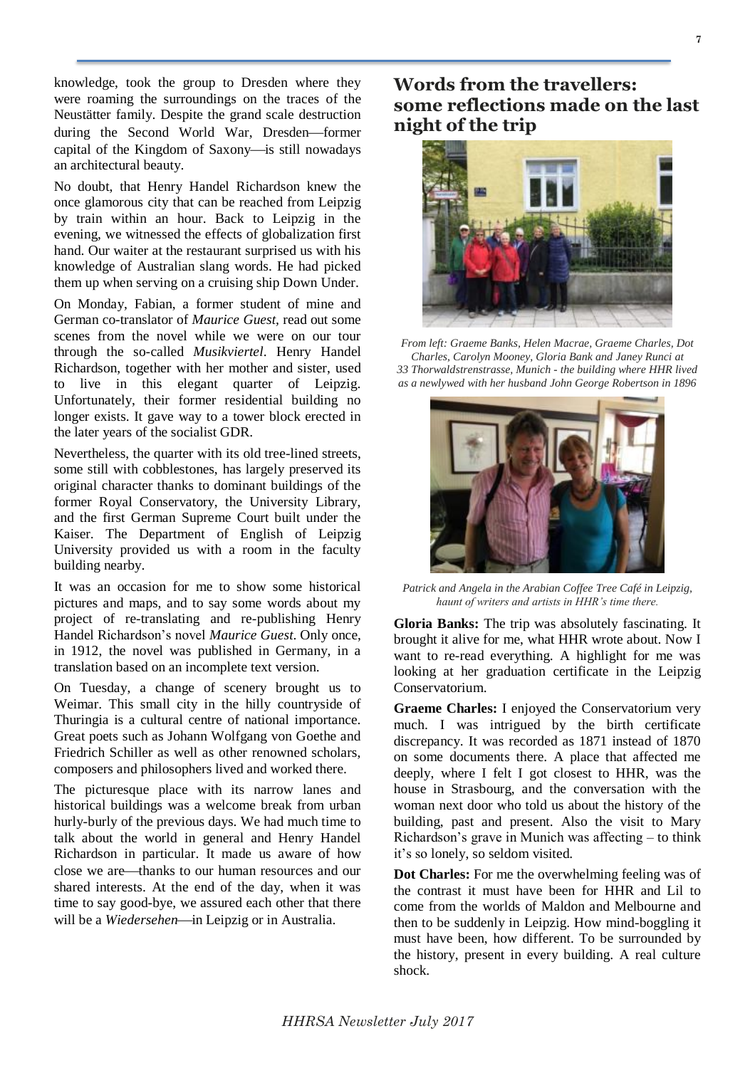knowledge, took the group to Dresden where they were roaming the surroundings on the traces of the Neustätter family. Despite the grand scale destruction during the Second World War, Dresden—former capital of the Kingdom of Saxony—is still nowadays an architectural beauty.

No doubt, that Henry Handel Richardson knew the once glamorous city that can be reached from Leipzig by train within an hour. Back to Leipzig in the evening, we witnessed the effects of globalization first hand. Our waiter at the restaurant surprised us with his knowledge of Australian slang words. He had picked them up when serving on a cruising ship Down Under.

On Monday, Fabian, a former student of mine and German co-translator of *Maurice Guest*, read out some scenes from the novel while we were on our tour through the so-called *Musikviertel*. Henry Handel Richardson, together with her mother and sister, used to live in this elegant quarter of Leipzig. Unfortunately, their former residential building no longer exists. It gave way to a tower block erected in the later years of the socialist GDR.

Nevertheless, the quarter with its old tree-lined streets, some still with cobblestones, has largely preserved its original character thanks to dominant buildings of the former Royal Conservatory, the University Library, and the first German Supreme Court built under the Kaiser. The Department of English of Leipzig University provided us with a room in the faculty building nearby.

It was an occasion for me to show some historical pictures and maps, and to say some words about my project of re-translating and re-publishing Henry Handel Richardson's novel *Maurice Guest*. Only once, in 1912, the novel was published in Germany, in a translation based on an incomplete text version.

On Tuesday, a change of scenery brought us to Weimar. This small city in the hilly countryside of Thuringia is a cultural centre of national importance. Great poets such as Johann Wolfgang von Goethe and Friedrich Schiller as well as other renowned scholars, composers and philosophers lived and worked there.

The picturesque place with its narrow lanes and historical buildings was a welcome break from urban hurly-burly of the previous days. We had much time to talk about the world in general and Henry Handel Richardson in particular. It made us aware of how close we are—thanks to our human resources and our shared interests. At the end of the day, when it was time to say good-bye, we assured each other that there will be a *Wiedersehen*—in Leipzig or in Australia.

## Words from the travellers: some reflections made on the last night of the trip

*From left: Graeme Banks, Helen Macrae, Graeme Charles, Dot Charles, Carolyn Mooney, Gloria Bank and Janey Runci at 33 Thorwaldstrenstrasse, Munich - the building where HHR lived as a newlywed with her husband John George Robertson in 1896*

*Patrick and Angela in the Arabian Coffee Tree Café in Leipzig, haunt of writers and artists in HHR's time there.*

**Gloria Banks:** The trip was absolutely fascinating. It brought it alive for me, what HHR wrote about. Now I want to re-read everything. A highlight for me was looking at her graduation certificate in the Leipzig Conservatorium.

**Graeme Charles:** I enjoyed the Conservatorium very much. I was intrigued by the birth certificate discrepancy. It was recorded as 1871 instead of 1870 on some documents there. A place that affected me deeply, where I felt I got closest to HHR, was the house in Strasbourg, and the conversation with the woman next door who told us about the history of the building, past and present. Also the visit to Mary Richardson's grave in Munich was affecting – to think it's so lonely, so seldom visited.

**Dot Charles:** For me the overwhelming feeling was of the contrast it must have been for HHR and Lil to come from the worlds of Maldon and Melbourne and then to be suddenly in Leipzig. How mind-boggling it must have been, how different. To be surrounded by the history, present in every building. A real culture shock.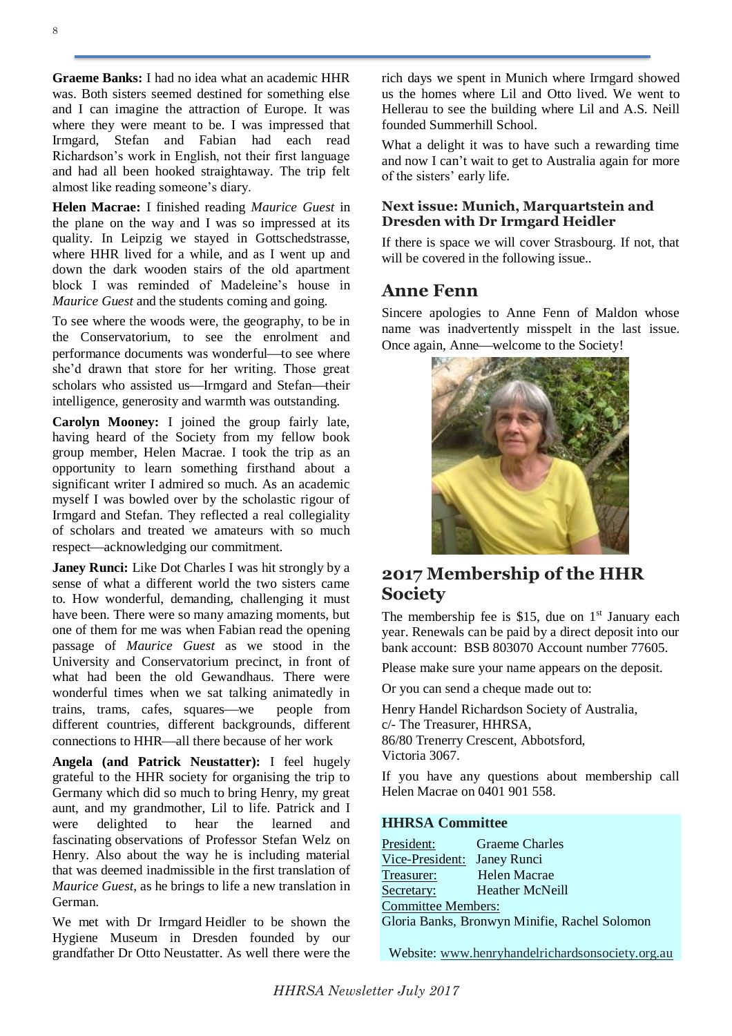**Graeme Banks:** I had no idea what an academic HHR was. Both sisters seemed destined for something else and I can imagine the attraction of Europe. It was where they were meant to be. I was impressed that Irmgard, Stefan and Fabian had each read Richardson's work in English, not their first language and had all been hooked straightaway. The trip felt almost like reading someone's diary.

**Helen Macrae:** I finished reading *Maurice Guest* in the plane on the way and I was so impressed at its quality. In Leipzig we stayed in Gottschedstrasse, where HHR lived for a while, and as I went up and down the dark wooden stairs of the old apartment block I was reminded of Madeleine's house in *Maurice Guest* and the students coming and going.

To see where the woods were, the geography, to be in the Conservatorium, to see the enrolment and performance documents was wonderful—to see where she'd drawn that store for her writing. Those great scholars who assisted us—Irmgard and Stefan—their intelligence, generosity and warmth was outstanding.

**Carolyn Mooney:** I joined the group fairly late, having heard of the Society from my fellow book group member, Helen Macrae. I took the trip as an opportunity to learn something firsthand about a significant writer I admired so much. As an academic myself I was bowled over by the scholastic rigour of Irmgard and Stefan. They reflected a real collegiality of scholars and treated we amateurs with so much respect—acknowledging our commitment.

**Janey Runci:** Like Dot Charles I was hit strongly by a sense of what a different world the two sisters came to. How wonderful, demanding, challenging it must have been. There were so many amazing moments, but one of them for me was when Fabian read the opening passage of *Maurice Guest* as we stood in the University and Conservatorium precinct, in front of what had been the old Gewandhaus. There were wonderful times when we sat talking animatedly in trains, trams, cafes, squares—we people from different countries, different backgrounds, different connections to HHR—all there because of her work

**Angela (and Patrick Neustatter):** I feel hugely grateful to the HHR society for organising the trip to Germany which did so much to bring Henry, my great aunt, and my grandmother, Lil to life. Patrick and I were delighted to hear the learned and fascinating observations of Professor Stefan Welz on Henry. Also about the way he is including material that was deemed inadmissible in the first translation of *Maurice Guest*, as he brings to life a new translation in German.

We met with Dr Irmgard Heidler to be shown the Hygiene Museum in Dresden founded by our grandfather Dr Otto Neustatter. As well there were the rich days we spent in Munich where Irmgard showed us the homes where Lil and Otto lived. We went to Hellerau to see the building where Lil and A.S. Neill founded Summerhill School.

What a delight it was to have such a rewarding time and now I can't wait to get to Australia again for more of the sisters' early life.

### Next issue: Munich, Marquartstein and Dresden with Dr Irmgard Heidler

If there is space we will cover Strasbourg. If not, that will be covered in the following issue..

## Anne Fenn

Sincere apologies to Anne Fenn of Maldon whose name was inadvertently misspelt in the last issue. Once again, Anne—welcome to the Society!

## 2017 Membership of the HHR Society

The membership fee is $15, due on 1st January each year. Renewals can be paid by a direct deposit into our bank account: BSB 803070 Account number 77605.

Please make sure your name appears on the deposit.

Or you can send a cheque made out to:

Henry Handel Richardson Society of Australia,
c/- The Treasurer, HHRSA,
86/80 Trenerry Crescent, Abbotsford,
Victoria 3067.

If you have any questions about membership call Helen Macrae on 0401 901 558.

### HHRSA Committee

President: Graeme Charles
Vice-President: Janey Runci
Treasurer: Helen Macrae
Secretary: Heather McNeill
Committee Members:
Gloria Banks, Bronwyn Minifie, Rachel Solomon

Website: www.henryhandelrichardsonsociety.org.au